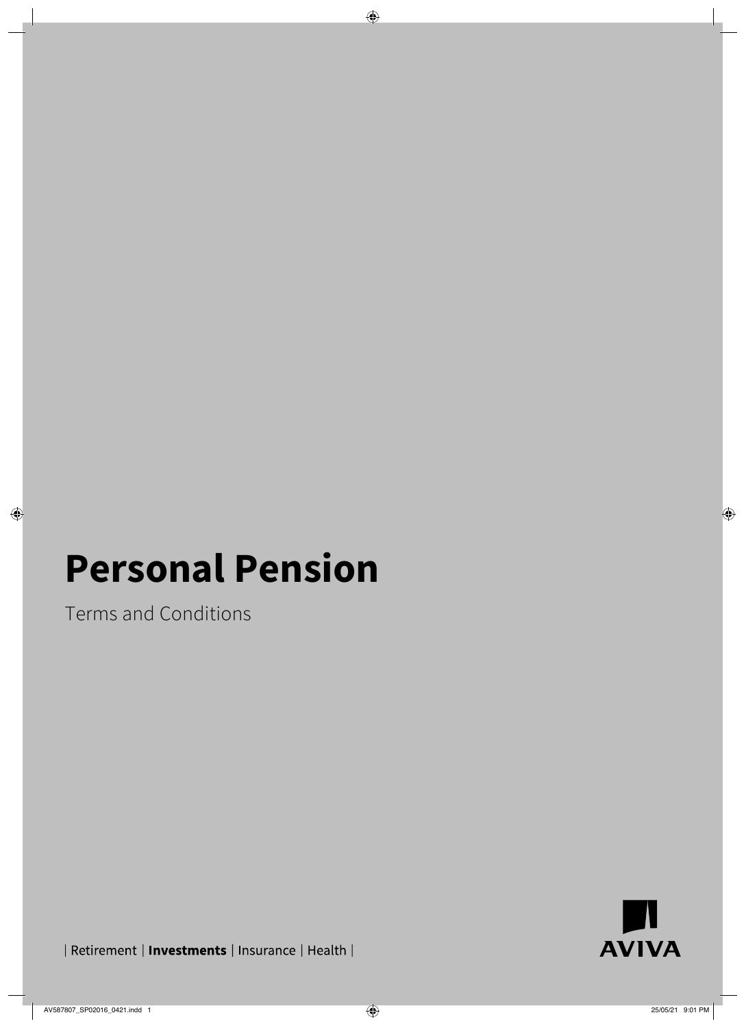# Personal Pension

Terms and Conditions

| Retirement | **Investments** | Insurance | Health |

AVIVA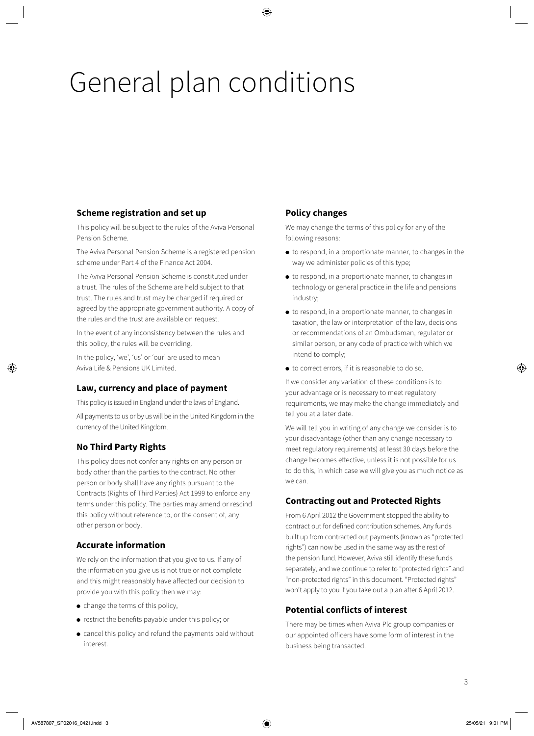# General plan conditions

## Scheme registration and set up

This policy will be subject to the rules of the Aviva Personal Pension Scheme.

The Aviva Personal Pension Scheme is a registered pension scheme under Part 4 of the Finance Act 2004.

The Aviva Personal Pension Scheme is constituted under a trust. The rules of the Scheme are held subject to that trust. The rules and trust may be changed if required or agreed by the appropriate government authority. A copy of the rules and the trust are available on request.

In the event of any inconsistency between the rules and this policy, the rules will be overriding.

In the policy, 'we', 'us' or 'our' are used to mean Aviva Life & Pensions UK Limited.

## Law, currency and place of payment

This policy is issued in England under the laws of England.

All payments to us or by us will be in the United Kingdom in the currency of the United Kingdom.

## No Third Party Rights

This policy does not confer any rights on any person or body other than the parties to the contract. No other person or body shall have any rights pursuant to the Contracts (Rights of Third Parties) Act 1999 to enforce any terms under this policy. The parties may amend or rescind this policy without reference to, or the consent of, any other person or body.

## Accurate information

We rely on the information that you give to us. If any of the information you give us is not true or not complete and this might reasonably have affected our decision to provide you with this policy then we may:

- change the terms of this policy,
- restrict the benefits payable under this policy; or
- cancel this policy and refund the payments paid without interest.

## Policy changes

We may change the terms of this policy for any of the following reasons:

- to respond, in a proportionate manner, to changes in the way we administer policies of this type;
- to respond, in a proportionate manner, to changes in technology or general practice in the life and pensions industry;
- to respond, in a proportionate manner, to changes in taxation, the law or interpretation of the law, decisions or recommendations of an Ombudsman, regulator or similar person, or any code of practice with which we intend to comply;
- to correct errors, if it is reasonable to do so.

If we consider any variation of these conditions is to your advantage or is necessary to meet regulatory requirements, we may make the change immediately and tell you at a later date.

We will tell you in writing of any change we consider is to your disadvantage (other than any change necessary to meet regulatory requirements) at least 30 days before the change becomes effective, unless it is not possible for us to do this, in which case we will give you as much notice as we can.

## Contracting out and Protected Rights

From 6 April 2012 the Government stopped the ability to contract out for defined contribution schemes. Any funds built up from contracted out payments (known as "protected rights") can now be used in the same way as the rest of the pension fund. However, Aviva still identify these funds separately, and we continue to refer to "protected rights" and "non-protected rights" in this document. "Protected rights" won't apply to you if you take out a plan after 6 April 2012.

## Potential conflicts of interest

There may be times when Aviva Plc group companies or our appointed officers have some form of interest in the business being transacted.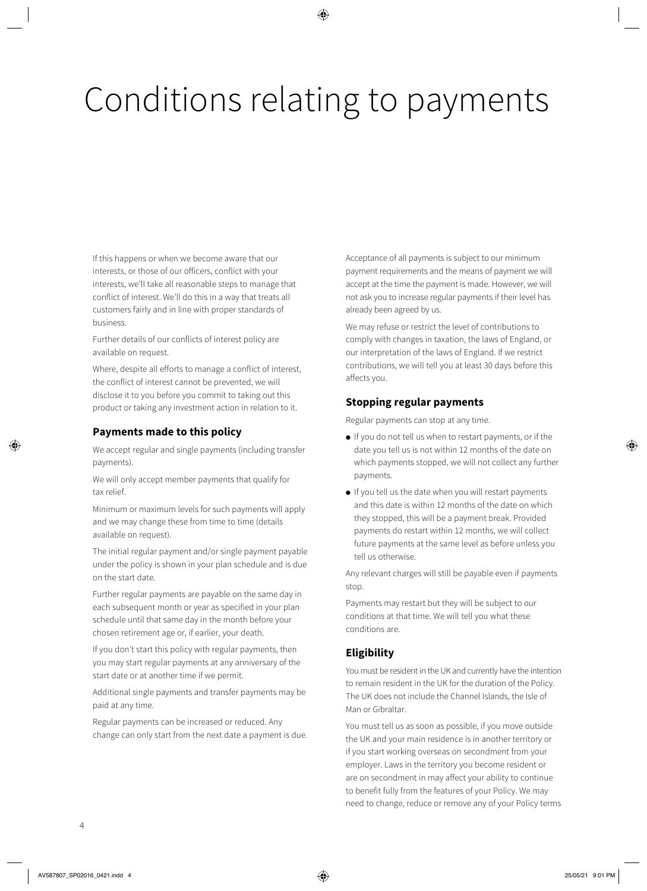# Conditions relating to payments

If this happens or when we become aware that our interests, or those of our officers, conflict with your interests, we'll take all reasonable steps to manage that conflict of interest. We'll do this in a way that treats all customers fairly and in line with proper standards of business.

Further details of our conflicts of interest policy are available on request.

Where, despite all efforts to manage a conflict of interest, the conflict of interest cannot be prevented, we will disclose it to you before you commit to taking out this product or taking any investment action in relation to it.

### Payments made to this policy

We accept regular and single payments (including transfer payments).

We will only accept member payments that qualify for tax relief.

Minimum or maximum levels for such payments will apply and we may change these from time to time (details available on request).

The initial regular payment and/or single payment payable under the policy is shown in your plan schedule and is due on the start date.

Further regular payments are payable on the same day in each subsequent month or year as specified in your plan schedule until that same day in the month before your chosen retirement age or, if earlier, your death.

If you don't start this policy with regular payments, then you may start regular payments at any anniversary of the start date or at another time if we permit.

Additional single payments and transfer payments may be paid at any time.

Regular payments can be increased or reduced. Any change can only start from the next date a payment is due.

Acceptance of all payments is subject to our minimum payment requirements and the means of payment we will accept at the time the payment is made. However, we will not ask you to increase regular payments if their level has already been agreed by us.

We may refuse or restrict the level of contributions to comply with changes in taxation, the laws of England, or our interpretation of the laws of England. If we restrict contributions, we will tell you at least 30 days before this affects you.

### Stopping regular payments

Regular payments can stop at any time.

- If you do not tell us when to restart payments, or if the date you tell us is not within 12 months of the date on which payments stopped, we will not collect any further payments.
- If you tell us the date when you will restart payments and this date is within 12 months of the date on which they stopped, this will be a payment break. Provided payments do restart within 12 months, we will collect future payments at the same level as before unless you tell us otherwise.

Any relevant charges will still be payable even if payments stop.

Payments may restart but they will be subject to our conditions at that time. We will tell you what these conditions are.

### Eligibility

You must be resident in the UK and currently have the intention to remain resident in the UK for the duration of the Policy. The UK does not include the Channel Islands, the Isle of Man or Gibraltar.

You must tell us as soon as possible, if you move outside the UK and your main residence is in another territory or if you start working overseas on secondment from your employer. Laws in the territory you become resident or are on secondment in may affect your ability to continue to benefit fully from the features of your Policy. We may need to change, reduce or remove any of your Policy terms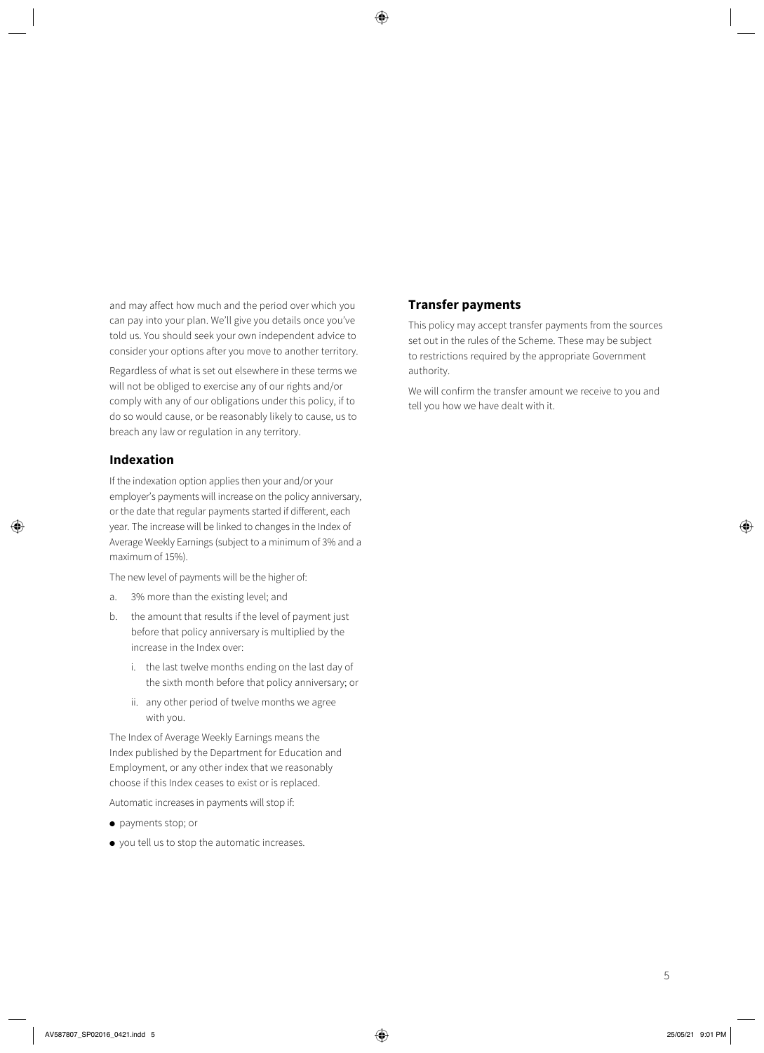and may affect how much and the period over which you can pay into your plan. We'll give you details once you've told us. You should seek your own independent advice to consider your options after you move to another territory.

Regardless of what is set out elsewhere in these terms we will not be obliged to exercise any of our rights and/or comply with any of our obligations under this policy, if to do so would cause, or be reasonably likely to cause, us to breach any law or regulation in any territory.

## Indexation

If the indexation option applies then your and/or your employer's payments will increase on the policy anniversary, or the date that regular payments started if different, each year. The increase will be linked to changes in the Index of Average Weekly Earnings (subject to a minimum of 3% and a maximum of 15%).

The new level of payments will be the higher of:

a. 3% more than the existing level; and
b. the amount that results if the level of payment just before that policy anniversary is multiplied by the increase in the Index over:
    i. the last twelve months ending on the last day of the sixth month before that policy anniversary; or
    ii. any other period of twelve months we agree with you.

The Index of Average Weekly Earnings means the Index published by the Department for Education and Employment, or any other index that we reasonably choose if this Index ceases to exist or is replaced.

Automatic increases in payments will stop if:

- payments stop; or
- you tell us to stop the automatic increases.

## Transfer payments

This policy may accept transfer payments from the sources set out in the rules of the Scheme. These may be subject to restrictions required by the appropriate Government authority.

We will confirm the transfer amount we receive to you and tell you how we have dealt with it.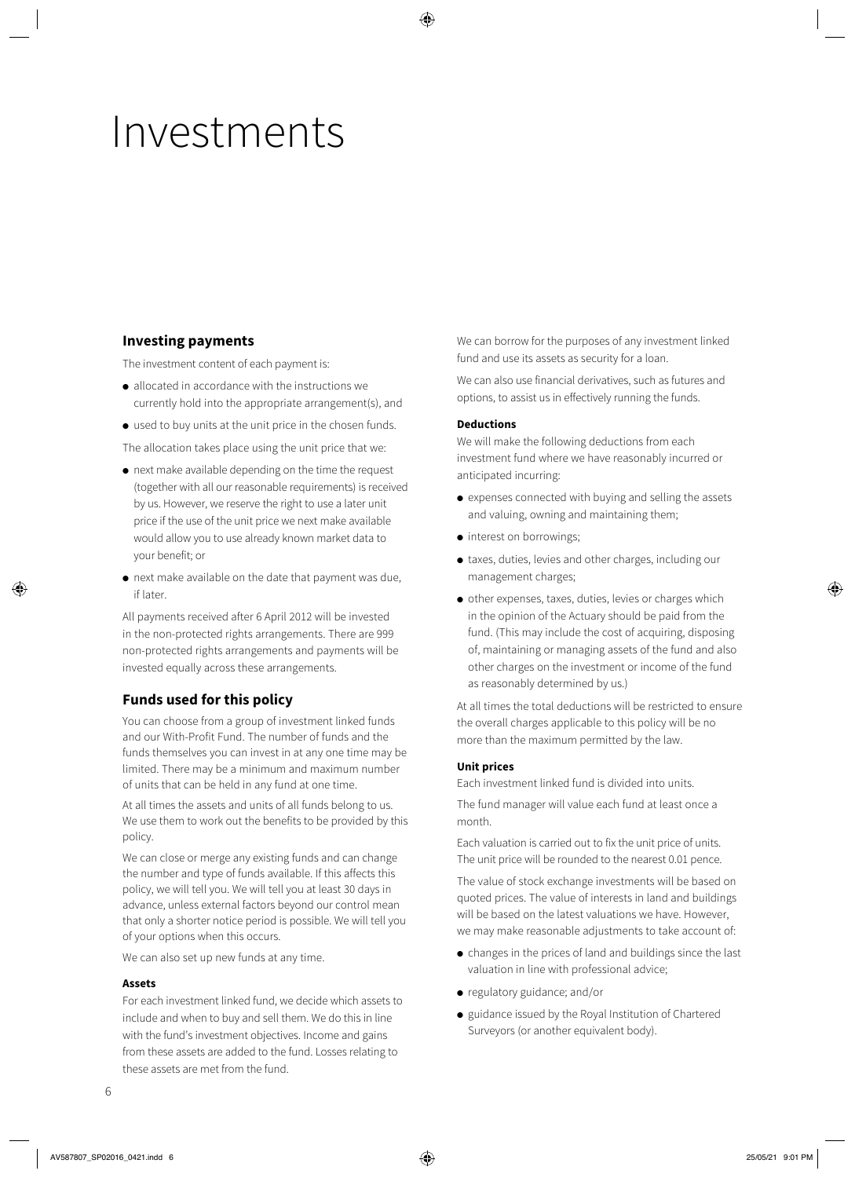# Investments

## Investing payments

The investment content of each payment is:

- allocated in accordance with the instructions we currently hold into the appropriate arrangement(s), and
- used to buy units at the unit price in the chosen funds.

The allocation takes place using the unit price that we:

- next make available depending on the time the request (together with all our reasonable requirements) is received by us. However, we reserve the right to use a later unit price if the use of the unit price we next make available would allow you to use already known market data to your benefit; or
- next make available on the date that payment was due, if later.

All payments received after 6 April 2012 will be invested in the non-protected rights arrangements. There are 999 non-protected rights arrangements and payments will be invested equally across these arrangements.

## Funds used for this policy

You can choose from a group of investment linked funds and our With-Profit Fund. The number of funds and the funds themselves you can invest in at any one time may be limited. There may be a minimum and maximum number of units that can be held in any fund at one time.

At all times the assets and units of all funds belong to us. We use them to work out the benefits to be provided by this policy.

We can close or merge any existing funds and can change the number and type of funds available. If this affects this policy, we will tell you. We will tell you at least 30 days in advance, unless external factors beyond our control mean that only a shorter notice period is possible. We will tell you of your options when this occurs.

We can also set up new funds at any time.

### Assets

For each investment linked fund, we decide which assets to include and when to buy and sell them. We do this in line with the fund's investment objectives. Income and gains from these assets are added to the fund. Losses relating to these assets are met from the fund.

We can borrow for the purposes of any investment linked fund and use its assets as security for a loan.

We can also use financial derivatives, such as futures and options, to assist us in effectively running the funds.

### Deductions

We will make the following deductions from each investment fund where we have reasonably incurred or anticipated incurring:

- expenses connected with buying and selling the assets and valuing, owning and maintaining them;
- interest on borrowings;
- taxes, duties, levies and other charges, including our management charges;
- other expenses, taxes, duties, levies or charges which in the opinion of the Actuary should be paid from the fund. (This may include the cost of acquiring, disposing of, maintaining or managing assets of the fund and also other charges on the investment or income of the fund as reasonably determined by us.)

At all times the total deductions will be restricted to ensure the overall charges applicable to this policy will be no more than the maximum permitted by the law.

### Unit prices

Each investment linked fund is divided into units.

The fund manager will value each fund at least once a month.

Each valuation is carried out to fix the unit price of units. The unit price will be rounded to the nearest 0.01 pence.

The value of stock exchange investments will be based on quoted prices. The value of interests in land and buildings will be based on the latest valuations we have. However, we may make reasonable adjustments to take account of:

- changes in the prices of land and buildings since the last valuation in line with professional advice;
- regulatory guidance; and/or
- guidance issued by the Royal Institution of Chartered Surveyors (or another equivalent body).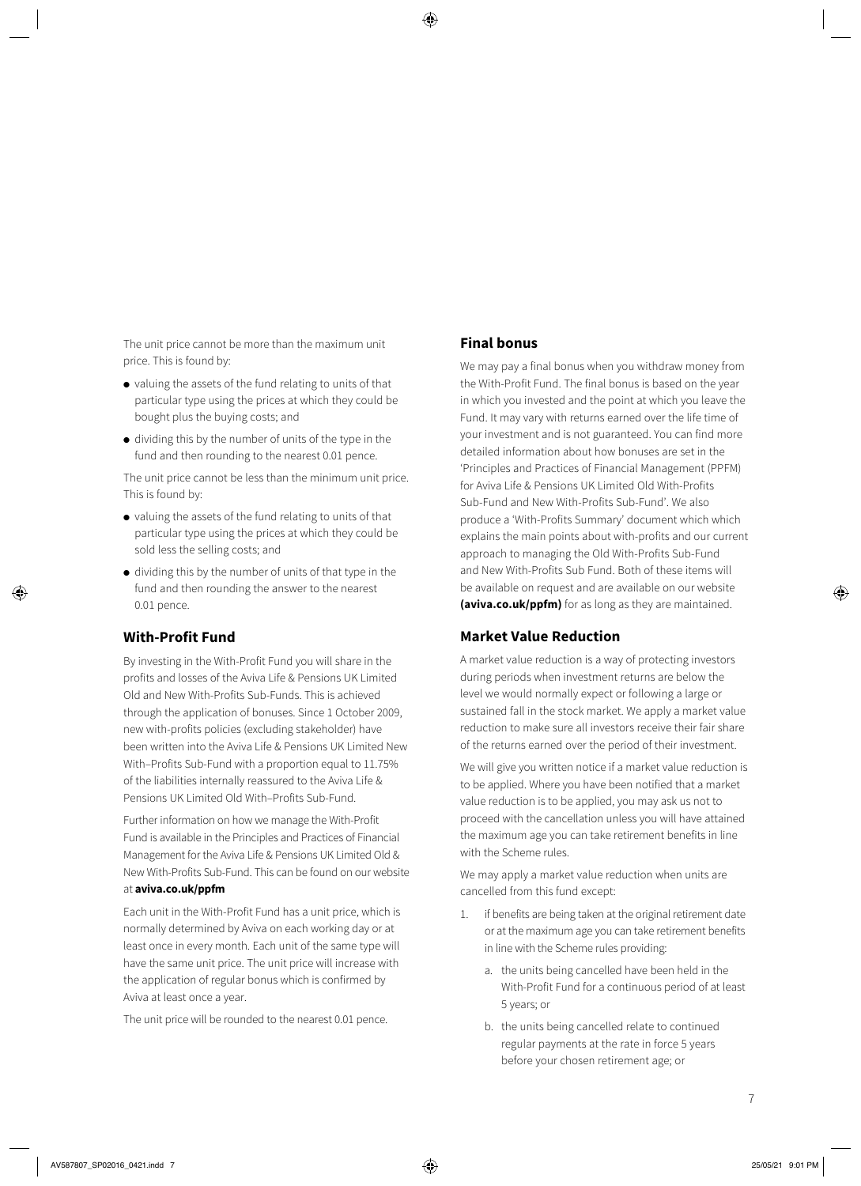The unit price cannot be more than the maximum unit price. This is found by:

- valuing the assets of the fund relating to units of that particular type using the prices at which they could be bought plus the buying costs; and
- dividing this by the number of units of the type in the fund and then rounding to the nearest 0.01 pence.

The unit price cannot be less than the minimum unit price. This is found by:

- valuing the assets of the fund relating to units of that particular type using the prices at which they could be sold less the selling costs; and
- dividing this by the number of units of that type in the fund and then rounding the answer to the nearest 0.01 pence.

## With-Profit Fund

By investing in the With-Profit Fund you will share in the profits and losses of the Aviva Life & Pensions UK Limited Old and New With-Profits Sub-Funds. This is achieved through the application of bonuses. Since 1 October 2009, new with-profits policies (excluding stakeholder) have been written into the Aviva Life & Pensions UK Limited New With–Profits Sub-Fund with a proportion equal to 11.75% of the liabilities internally reassured to the Aviva Life & Pensions UK Limited Old With–Profits Sub-Fund.

Further information on how we manage the With-Profit Fund is available in the Principles and Practices of Financial Management for the Aviva Life & Pensions UK Limited Old & New With-Profits Sub-Fund. This can be found on our website at **aviva.co.uk/ppfm**

Each unit in the With-Profit Fund has a unit price, which is normally determined by Aviva on each working day or at least once in every month. Each unit of the same type will have the same unit price. The unit price will increase with the application of regular bonus which is confirmed by Aviva at least once a year.

The unit price will be rounded to the nearest 0.01 pence.

## Final bonus

We may pay a final bonus when you withdraw money from the With-Profit Fund. The final bonus is based on the year in which you invested and the point at which you leave the Fund. It may vary with returns earned over the life time of your investment and is not guaranteed. You can find more detailed information about how bonuses are set in the 'Principles and Practices of Financial Management (PPFM) for Aviva Life & Pensions UK Limited Old With-Profits Sub-Fund and New With-Profits Sub-Fund'. We also produce a 'With-Profits Summary' document which which explains the main points about with-profits and our current approach to managing the Old With-Profits Sub-Fund and New With-Profits Sub Fund. Both of these items will be available on request and are available on our website **(aviva.co.uk/ppfm)** for as long as they are maintained.

## Market Value Reduction

A market value reduction is a way of protecting investors during periods when investment returns are below the level we would normally expect or following a large or sustained fall in the stock market. We apply a market value reduction to make sure all investors receive their fair share of the returns earned over the period of their investment.

We will give you written notice if a market value reduction is to be applied. Where you have been notified that a market value reduction is to be applied, you may ask us not to proceed with the cancellation unless you will have attained the maximum age you can take retirement benefits in line with the Scheme rules.

We may apply a market value reduction when units are cancelled from this fund except:

1. if benefits are being taken at the original retirement date or at the maximum age you can take retirement benefits in line with the Scheme rules providing:
   a. the units being cancelled have been held in the With-Profit Fund for a continuous period of at least 5 years; or
   b. the units being cancelled relate to continued regular payments at the rate in force 5 years before your chosen retirement age; or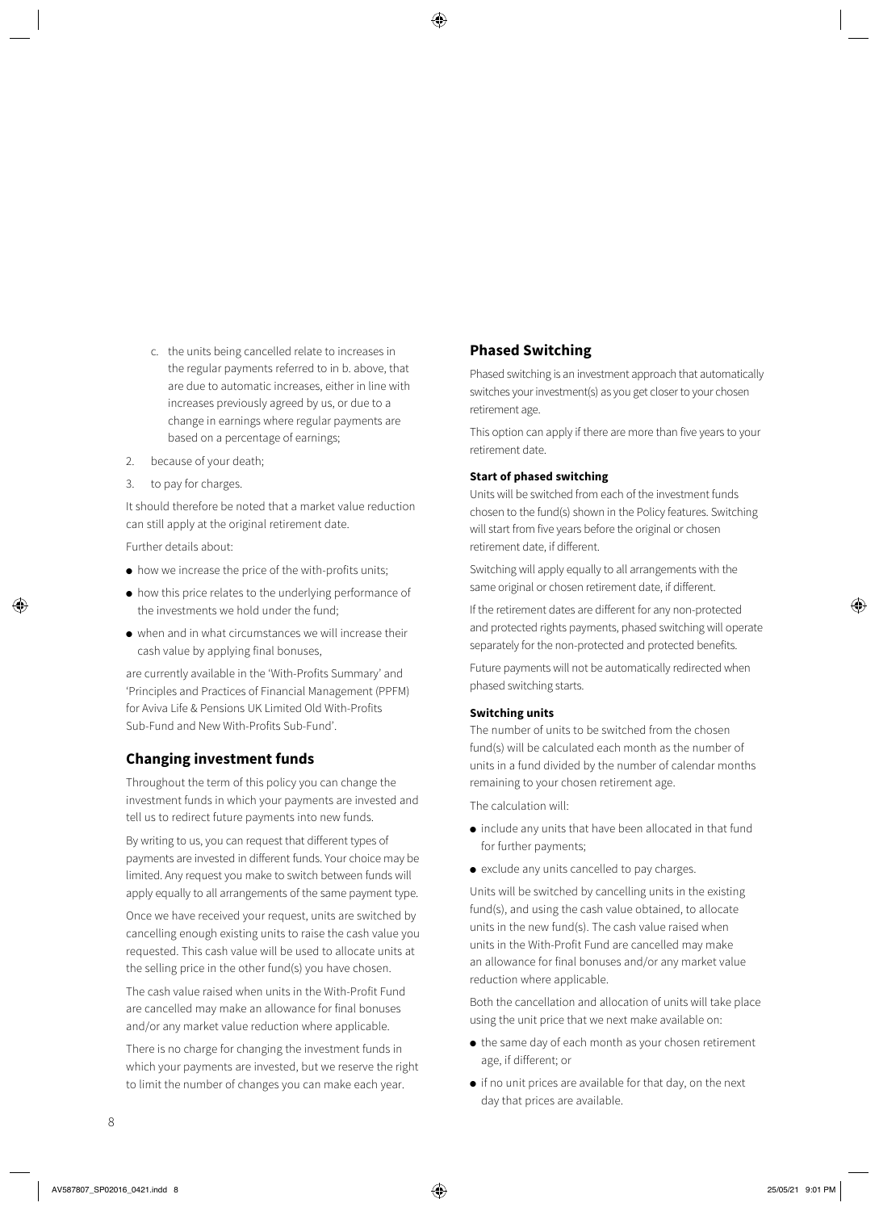c. the units being cancelled relate to increases in the regular payments referred to in b. above, that are due to automatic increases, either in line with increases previously agreed by us, or due to a change in earnings where regular payments are based on a percentage of earnings;

2. because of your death;
3. to pay for charges.

It should therefore be noted that a market value reduction can still apply at the original retirement date.

Further details about:

- how we increase the price of the with-profits units;
- how this price relates to the underlying performance of the investments we hold under the fund;
- when and in what circumstances we will increase their cash value by applying final bonuses,

are currently available in the 'With-Profits Summary' and 'Principles and Practices of Financial Management (PPFM) for Aviva Life & Pensions UK Limited Old With-Profits Sub-Fund and New With-Profits Sub-Fund'.

## Changing investment funds

Throughout the term of this policy you can change the investment funds in which your payments are invested and tell us to redirect future payments into new funds.

By writing to us, you can request that different types of payments are invested in different funds. Your choice may be limited. Any request you make to switch between funds will apply equally to all arrangements of the same payment type.

Once we have received your request, units are switched by cancelling enough existing units to raise the cash value you requested. This cash value will be used to allocate units at the selling price in the other fund(s) you have chosen.

The cash value raised when units in the With-Profit Fund are cancelled may make an allowance for final bonuses and/or any market value reduction where applicable.

There is no charge for changing the investment funds in which your payments are invested, but we reserve the right to limit the number of changes you can make each year.

## Phased Switching

Phased switching is an investment approach that automatically switches your investment(s) as you get closer to your chosen retirement age.

This option can apply if there are more than five years to your retirement date.

### Start of phased switching

Units will be switched from each of the investment funds chosen to the fund(s) shown in the Policy features. Switching will start from five years before the original or chosen retirement date, if different.

Switching will apply equally to all arrangements with the same original or chosen retirement date, if different.

If the retirement dates are different for any non-protected and protected rights payments, phased switching will operate separately for the non-protected and protected benefits.

Future payments will not be automatically redirected when phased switching starts.

### Switching units

The number of units to be switched from the chosen fund(s) will be calculated each month as the number of units in a fund divided by the number of calendar months remaining to your chosen retirement age.

The calculation will:

- include any units that have been allocated in that fund for further payments;
- exclude any units cancelled to pay charges.

Units will be switched by cancelling units in the existing fund(s), and using the cash value obtained, to allocate units in the new fund(s). The cash value raised when units in the With-Profit Fund are cancelled may make an allowance for final bonuses and/or any market value reduction where applicable.

Both the cancellation and allocation of units will take place using the unit price that we next make available on:

- the same day of each month as your chosen retirement age, if different; or
- if no unit prices are available for that day, on the next day that prices are available.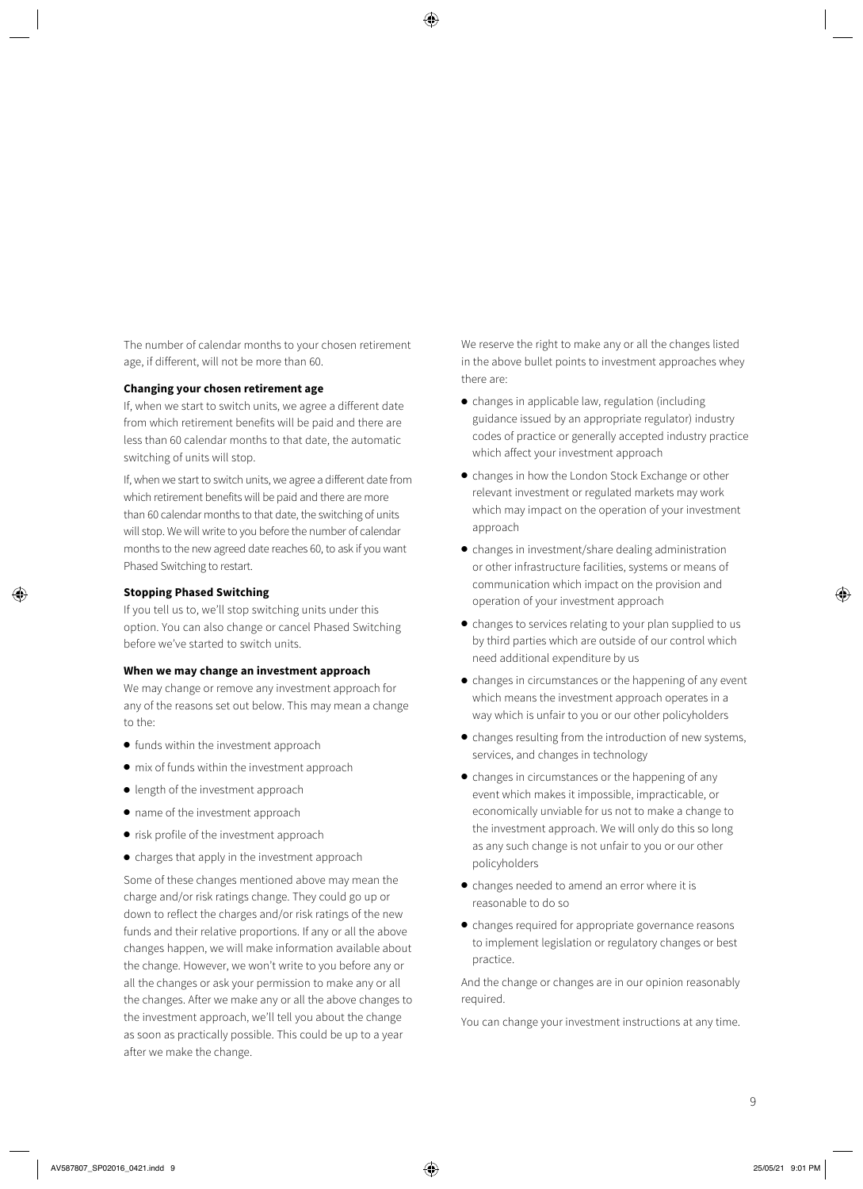The number of calendar months to your chosen retirement age, if different, will not be more than 60.

**Changing your chosen retirement age**

If, when we start to switch units, we agree a different date from which retirement benefits will be paid and there are less than 60 calendar months to that date, the automatic switching of units will stop.

If, when we start to switch units, we agree a different date from which retirement benefits will be paid and there are more than 60 calendar months to that date, the switching of units will stop. We will write to you before the number of calendar months to the new agreed date reaches 60, to ask if you want Phased Switching to restart.

**Stopping Phased Switching**

If you tell us to, we'll stop switching units under this option. You can also change or cancel Phased Switching before we've started to switch units.

**When we may change an investment approach**

We may change or remove any investment approach for any of the reasons set out below. This may mean a change to the:

- funds within the investment approach
- mix of funds within the investment approach
- length of the investment approach
- name of the investment approach
- risk profile of the investment approach
- charges that apply in the investment approach

Some of these changes mentioned above may mean the charge and/or risk ratings change. They could go up or down to reflect the charges and/or risk ratings of the new funds and their relative proportions. If any or all the above changes happen, we will make information available about the change. However, we won't write to you before any or all the changes or ask your permission to make any or all the changes. After we make any or all the above changes to the investment approach, we'll tell you about the change as soon as practically possible. This could be up to a year after we make the change.

We reserve the right to make any or all the changes listed in the above bullet points to investment approaches whey there are:

- changes in applicable law, regulation (including guidance issued by an appropriate regulator) industry codes of practice or generally accepted industry practice which affect your investment approach
- changes in how the London Stock Exchange or other relevant investment or regulated markets may work which may impact on the operation of your investment approach
- changes in investment/share dealing administration or other infrastructure facilities, systems or means of communication which impact on the provision and operation of your investment approach
- changes to services relating to your plan supplied to us by third parties which are outside of our control which need additional expenditure by us
- changes in circumstances or the happening of any event which means the investment approach operates in a way which is unfair to you or our other policyholders
- changes resulting from the introduction of new systems, services, and changes in technology
- changes in circumstances or the happening of any event which makes it impossible, impracticable, or economically unviable for us not to make a change to the investment approach. We will only do this so long as any such change is not unfair to you or our other policyholders
- changes needed to amend an error where it is reasonable to do so
- changes required for appropriate governance reasons to implement legislation or regulatory changes or best practice.

And the change or changes are in our opinion reasonably required.

You can change your investment instructions at any time.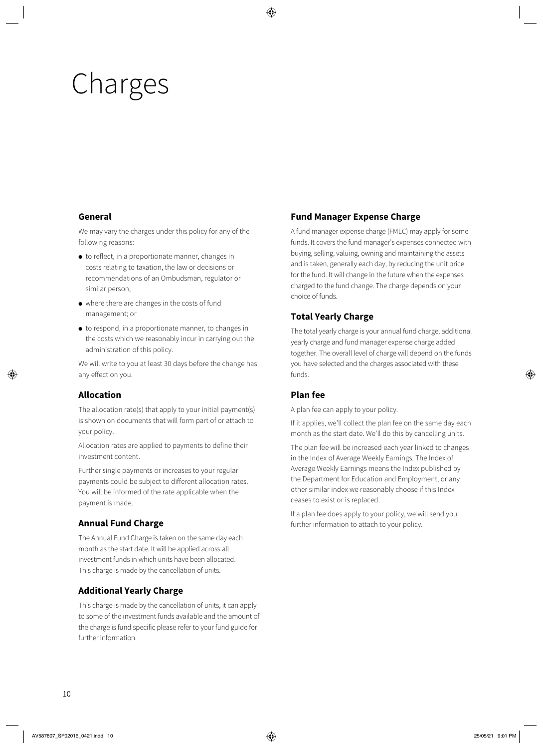# Charges

## General

We may vary the charges under this policy for any of the following reasons:

- to reflect, in a proportionate manner, changes in costs relating to taxation, the law or decisions or recommendations of an Ombudsman, regulator or similar person;
- where there are changes in the costs of fund management; or
- to respond, in a proportionate manner, to changes in the costs which we reasonably incur in carrying out the administration of this policy.

We will write to you at least 30 days before the change has any effect on you.

## Allocation

The allocation rate(s) that apply to your initial payment(s) is shown on documents that will form part of or attach to your policy.

Allocation rates are applied to payments to define their investment content.

Further single payments or increases to your regular payments could be subject to different allocation rates. You will be informed of the rate applicable when the payment is made.

## Annual Fund Charge

The Annual Fund Charge is taken on the same day each month as the start date. It will be applied across all investment funds in which units have been allocated. This charge is made by the cancellation of units.

## Additional Yearly Charge

This charge is made by the cancellation of units, it can apply to some of the investment funds available and the amount of the charge is fund specific please refer to your fund guide for further information.

## Fund Manager Expense Charge

A fund manager expense charge (FMEC) may apply for some funds. It covers the fund manager's expenses connected with buying, selling, valuing, owning and maintaining the assets and is taken, generally each day, by reducing the unit price for the fund. It will change in the future when the expenses charged to the fund change. The charge depends on your choice of funds.

## Total Yearly Charge

The total yearly charge is your annual fund charge, additional yearly charge and fund manager expense charge added together. The overall level of charge will depend on the funds you have selected and the charges associated with these funds.

## Plan fee

A plan fee can apply to your policy.

If it applies, we'll collect the plan fee on the same day each month as the start date. We'll do this by cancelling units.

The plan fee will be increased each year linked to changes in the Index of Average Weekly Earnings. The Index of Average Weekly Earnings means the Index published by the Department for Education and Employment, or any other similar index we reasonably choose if this Index ceases to exist or is replaced.

If a plan fee does apply to your policy, we will send you further information to attach to your policy.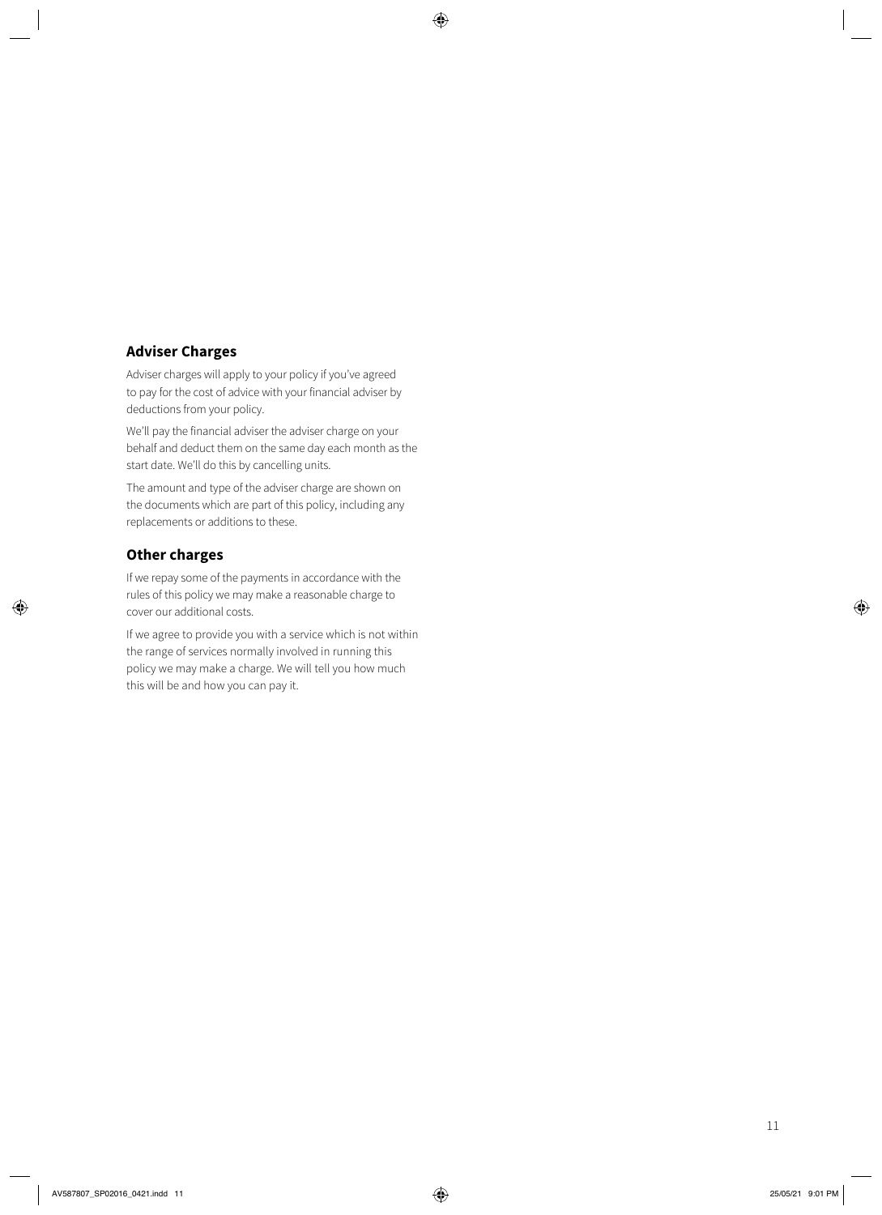## Adviser Charges

Adviser charges will apply to your policy if you've agreed to pay for the cost of advice with your financial adviser by deductions from your policy.

We'll pay the financial adviser the adviser charge on your behalf and deduct them on the same day each month as the start date. We'll do this by cancelling units.

The amount and type of the adviser charge are shown on the documents which are part of this policy, including any replacements or additions to these.

## Other charges

If we repay some of the payments in accordance with the rules of this policy we may make a reasonable charge to cover our additional costs.

If we agree to provide you with a service which is not within the range of services normally involved in running this policy we may make a charge. We will tell you how much this will be and how you can pay it.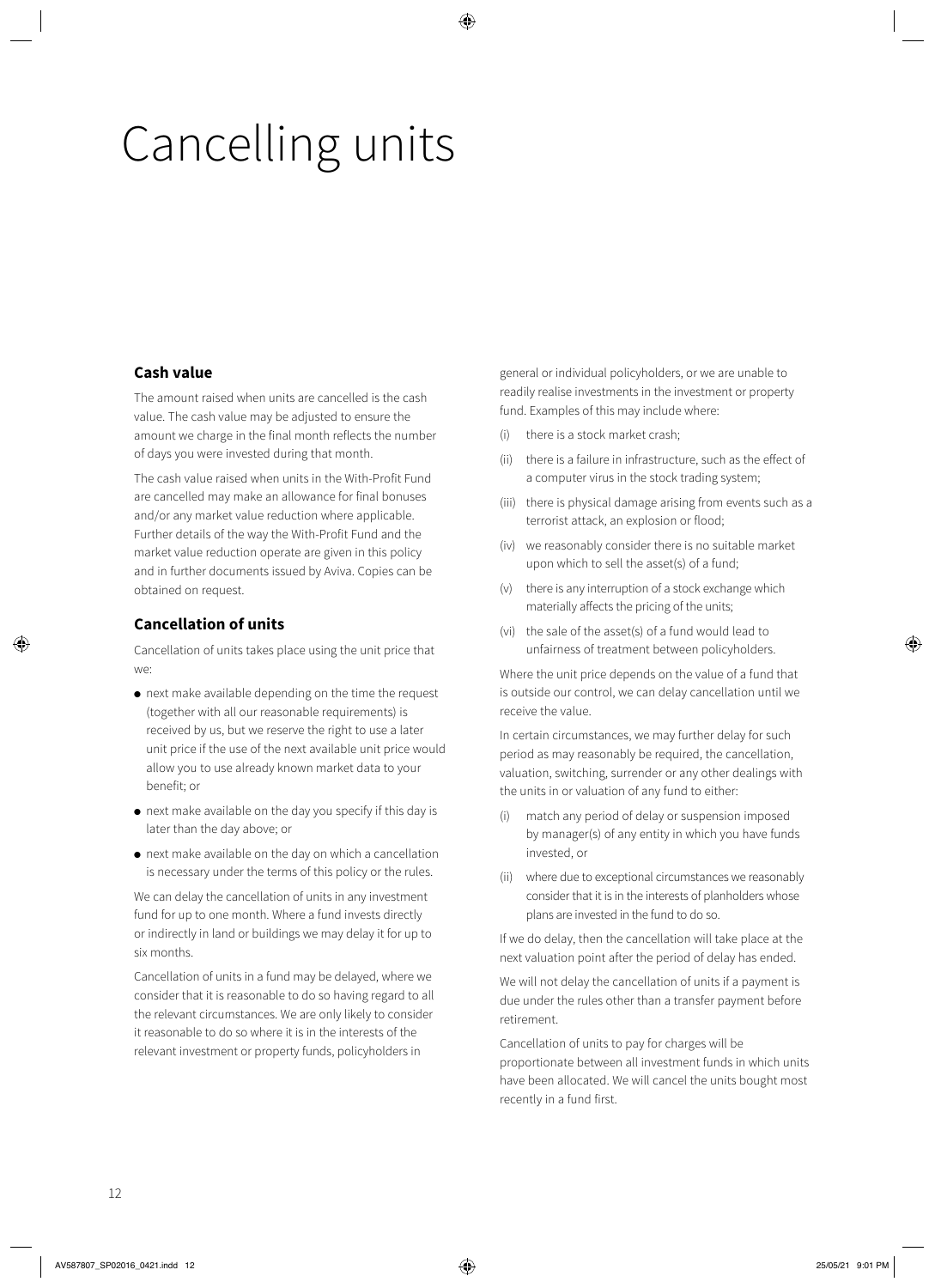# Cancelling units

## Cash value

The amount raised when units are cancelled is the cash value. The cash value may be adjusted to ensure the amount we charge in the final month reflects the number of days you were invested during that month.

The cash value raised when units in the With-Profit Fund are cancelled may make an allowance for final bonuses and/or any market value reduction where applicable. Further details of the way the With-Profit Fund and the market value reduction operate are given in this policy and in further documents issued by Aviva. Copies can be obtained on request.

## Cancellation of units

Cancellation of units takes place using the unit price that we:

- next make available depending on the time the request (together with all our reasonable requirements) is received by us, but we reserve the right to use a later unit price if the use of the next available unit price would allow you to use already known market data to your benefit; or
- next make available on the day you specify if this day is later than the day above; or
- next make available on the day on which a cancellation is necessary under the terms of this policy or the rules.

We can delay the cancellation of units in any investment fund for up to one month. Where a fund invests directly or indirectly in land or buildings we may delay it for up to six months.

Cancellation of units in a fund may be delayed, where we consider that it is reasonable to do so having regard to all the relevant circumstances. We are only likely to consider it reasonable to do so where it is in the interests of the relevant investment or property funds, policyholders in general or individual policyholders, or we are unable to readily realise investments in the investment or property fund. Examples of this may include where:

(i) there is a stock market crash;

(ii) there is a failure in infrastructure, such as the effect of a computer virus in the stock trading system;

(iii) there is physical damage arising from events such as a terrorist attack, an explosion or flood;

(iv) we reasonably consider there is no suitable market upon which to sell the asset(s) of a fund;

(v) there is any interruption of a stock exchange which materially affects the pricing of the units;

(vi) the sale of the asset(s) of a fund would lead to unfairness of treatment between policyholders.

Where the unit price depends on the value of a fund that is outside our control, we can delay cancellation until we receive the value.

In certain circumstances, we may further delay for such period as may reasonably be required, the cancellation, valuation, switching, surrender or any other dealings with the units in or valuation of any fund to either:

(i) match any period of delay or suspension imposed by manager(s) of any entity in which you have funds invested, or

(ii) where due to exceptional circumstances we reasonably consider that it is in the interests of planholders whose plans are invested in the fund to do so.

If we do delay, then the cancellation will take place at the next valuation point after the period of delay has ended.

We will not delay the cancellation of units if a payment is due under the rules other than a transfer payment before retirement.

Cancellation of units to pay for charges will be proportionate between all investment funds in which units have been allocated. We will cancel the units bought most recently in a fund first.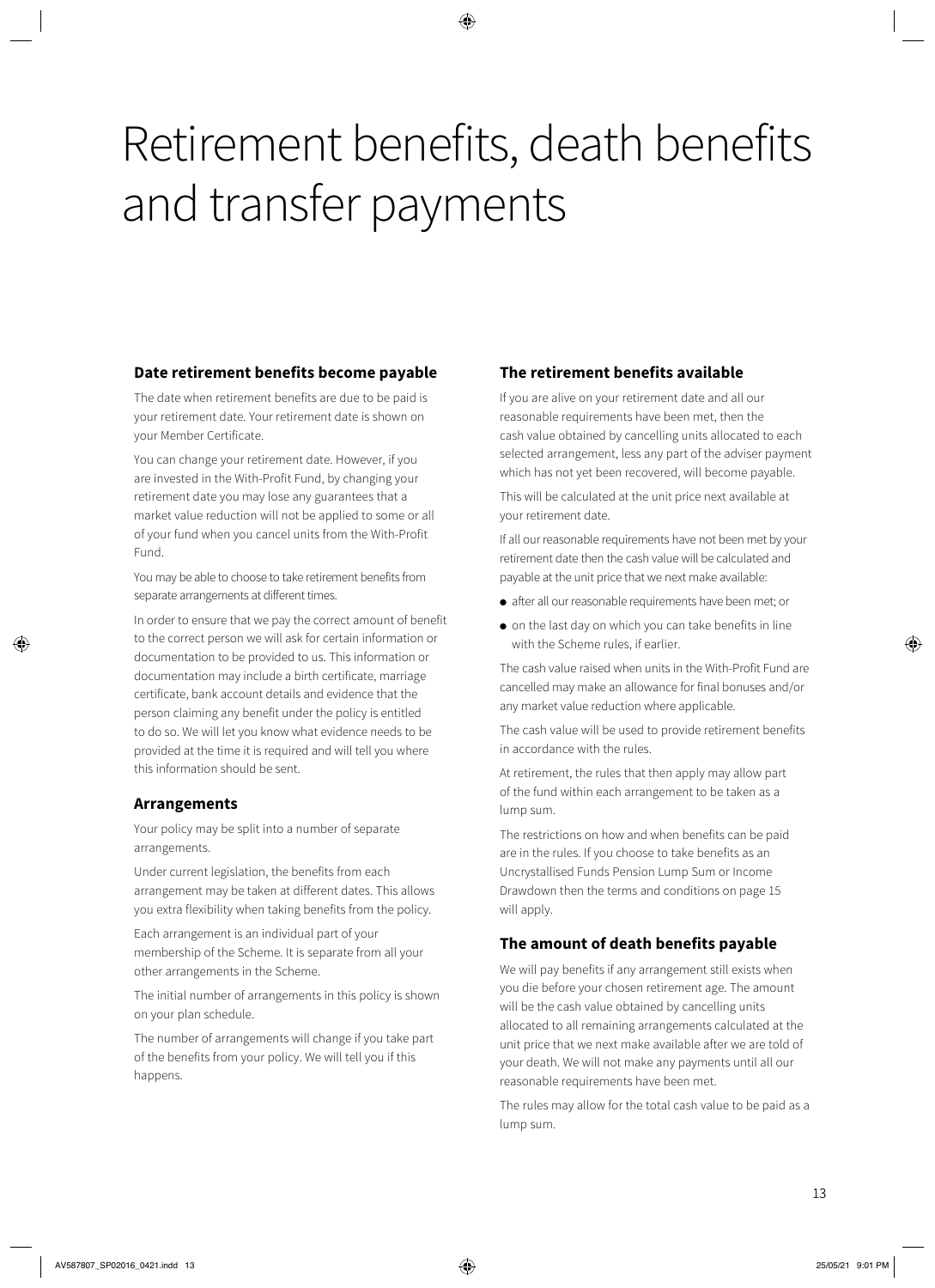# Retirement benefits, death benefits and transfer payments

### Date retirement benefits become payable

The date when retirement benefits are due to be paid is your retirement date. Your retirement date is shown on your Member Certificate.

You can change your retirement date. However, if you are invested in the With-Profit Fund, by changing your retirement date you may lose any guarantees that a market value reduction will not be applied to some or all of your fund when you cancel units from the With-Profit Fund.

You may be able to choose to take retirement benefits from separate arrangements at different times.

In order to ensure that we pay the correct amount of benefit to the correct person we will ask for certain information or documentation to be provided to us. This information or documentation may include a birth certificate, marriage certificate, bank account details and evidence that the person claiming any benefit under the policy is entitled to do so. We will let you know what evidence needs to be provided at the time it is required and will tell you where this information should be sent.

### Arrangements

Your policy may be split into a number of separate arrangements.

Under current legislation, the benefits from each arrangement may be taken at different dates. This allows you extra flexibility when taking benefits from the policy.

Each arrangement is an individual part of your membership of the Scheme. It is separate from all your other arrangements in the Scheme.

The initial number of arrangements in this policy is shown on your plan schedule.

The number of arrangements will change if you take part of the benefits from your policy. We will tell you if this happens.

### The retirement benefits available

If you are alive on your retirement date and all our reasonable requirements have been met, then the cash value obtained by cancelling units allocated to each selected arrangement, less any part of the adviser payment which has not yet been recovered, will become payable.

This will be calculated at the unit price next available at your retirement date.

If all our reasonable requirements have not been met by your retirement date then the cash value will be calculated and payable at the unit price that we next make available:

- after all our reasonable requirements have been met; or
- on the last day on which you can take benefits in line with the Scheme rules, if earlier.

The cash value raised when units in the With-Profit Fund are cancelled may make an allowance for final bonuses and/or any market value reduction where applicable.

The cash value will be used to provide retirement benefits in accordance with the rules.

At retirement, the rules that then apply may allow part of the fund within each arrangement to be taken as a lump sum.

The restrictions on how and when benefits can be paid are in the rules. If you choose to take benefits as an Uncrystallised Funds Pension Lump Sum or Income Drawdown then the terms and conditions on page 15 will apply.

### The amount of death benefits payable

We will pay benefits if any arrangement still exists when you die before your chosen retirement age. The amount will be the cash value obtained by cancelling units allocated to all remaining arrangements calculated at the unit price that we next make available after we are told of your death. We will not make any payments until all our reasonable requirements have been met.

The rules may allow for the total cash value to be paid as a lump sum.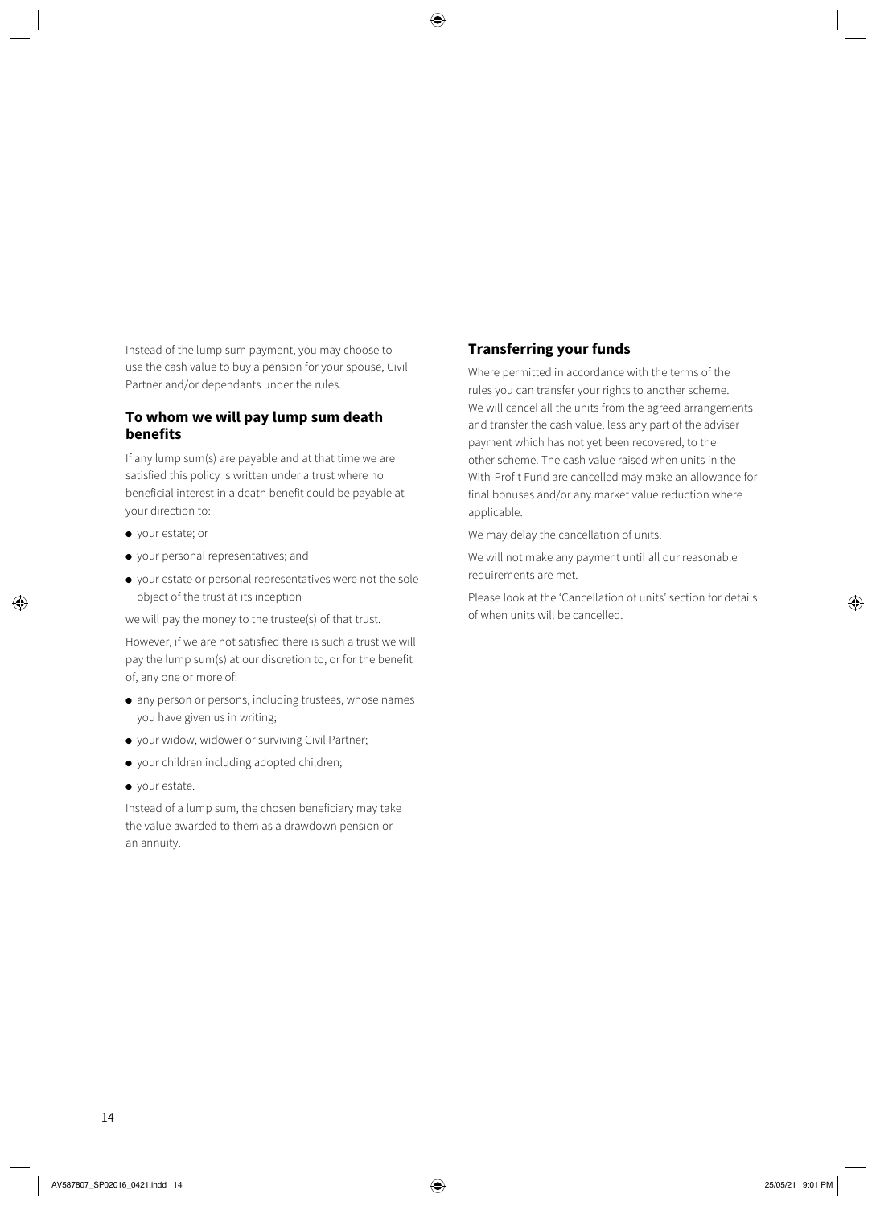Instead of the lump sum payment, you may choose to use the cash value to buy a pension for your spouse, Civil Partner and/or dependants under the rules.

## To whom we will pay lump sum death benefits

If any lump sum(s) are payable and at that time we are satisfied this policy is written under a trust where no beneficial interest in a death benefit could be payable at your direction to:

- your estate; or
- your personal representatives; and
- your estate or personal representatives were not the sole object of the trust at its inception

we will pay the money to the trustee(s) of that trust.

However, if we are not satisfied there is such a trust we will pay the lump sum(s) at our discretion to, or for the benefit of, any one or more of:

- any person or persons, including trustees, whose names you have given us in writing;
- your widow, widower or surviving Civil Partner;
- your children including adopted children;
- your estate.

Instead of a lump sum, the chosen beneficiary may take the value awarded to them as a drawdown pension or an annuity.

## Transferring your funds

Where permitted in accordance with the terms of the rules you can transfer your rights to another scheme. We will cancel all the units from the agreed arrangements and transfer the cash value, less any part of the adviser payment which has not yet been recovered, to the other scheme. The cash value raised when units in the With-Profit Fund are cancelled may make an allowance for final bonuses and/or any market value reduction where applicable.

We may delay the cancellation of units.

We will not make any payment until all our reasonable requirements are met.

Please look at the 'Cancellation of units' section for details of when units will be cancelled.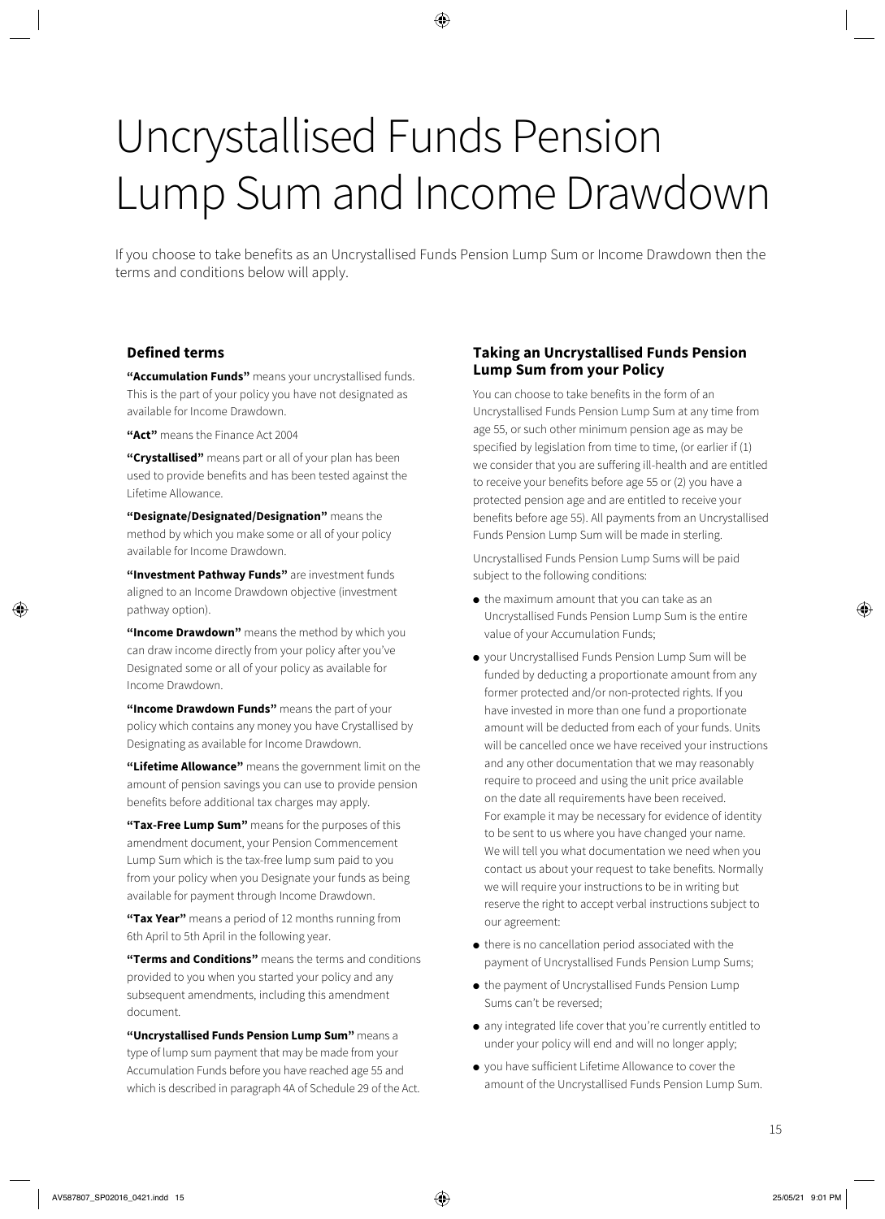# Uncrystallised Funds Pension Lump Sum and Income Drawdown

If you choose to take benefits as an Uncrystallised Funds Pension Lump Sum or Income Drawdown then the terms and conditions below will apply.

## Defined terms

**"Accumulation Funds"** means your uncrystallised funds. This is the part of your policy you have not designated as available for Income Drawdown.

**"Act"** means the Finance Act 2004

**"Crystallised"** means part or all of your plan has been used to provide benefits and has been tested against the Lifetime Allowance.

**"Designate/Designated/Designation"** means the method by which you make some or all of your policy available for Income Drawdown.

**"Investment Pathway Funds"** are investment funds aligned to an Income Drawdown objective (investment pathway option).

**"Income Drawdown"** means the method by which you can draw income directly from your policy after you've Designated some or all of your policy as available for Income Drawdown.

**"Income Drawdown Funds"** means the part of your policy which contains any money you have Crystallised by Designating as available for Income Drawdown.

**"Lifetime Allowance"** means the government limit on the amount of pension savings you can use to provide pension benefits before additional tax charges may apply.

**"Tax-Free Lump Sum"** means for the purposes of this amendment document, your Pension Commencement Lump Sum which is the tax-free lump sum paid to you from your policy when you Designate your funds as being available for payment through Income Drawdown.

**"Tax Year"** means a period of 12 months running from 6th April to 5th April in the following year.

**"Terms and Conditions"** means the terms and conditions provided to you when you started your policy and any subsequent amendments, including this amendment document.

**"Uncrystallised Funds Pension Lump Sum"** means a type of lump sum payment that may be made from your Accumulation Funds before you have reached age 55 and which is described in paragraph 4A of Schedule 29 of the Act.

## Taking an Uncrystallised Funds Pension Lump Sum from your Policy

You can choose to take benefits in the form of an Uncrystallised Funds Pension Lump Sum at any time from age 55, or such other minimum pension age as may be specified by legislation from time to time, (or earlier if (1) we consider that you are suffering ill-health and are entitled to receive your benefits before age 55 or (2) you have a protected pension age and are entitled to receive your benefits before age 55). All payments from an Uncrystallised Funds Pension Lump Sum will be made in sterling.

Uncrystallised Funds Pension Lump Sums will be paid subject to the following conditions:

- the maximum amount that you can take as an Uncrystallised Funds Pension Lump Sum is the entire value of your Accumulation Funds;
- your Uncrystallised Funds Pension Lump Sum will be funded by deducting a proportionate amount from any former protected and/or non-protected rights. If you have invested in more than one fund a proportionate amount will be deducted from each of your funds. Units will be cancelled once we have received your instructions and any other documentation that we may reasonably require to proceed and using the unit price available on the date all requirements have been received. For example it may be necessary for evidence of identity to be sent to us where you have changed your name. We will tell you what documentation we need when you contact us about your request to take benefits. Normally we will require your instructions to be in writing but reserve the right to accept verbal instructions subject to our agreement:
- there is no cancellation period associated with the payment of Uncrystallised Funds Pension Lump Sums;
- the payment of Uncrystallised Funds Pension Lump Sums can't be reversed;
- any integrated life cover that you're currently entitled to under your policy will end and will no longer apply;
- you have sufficient Lifetime Allowance to cover the amount of the Uncrystallised Funds Pension Lump Sum.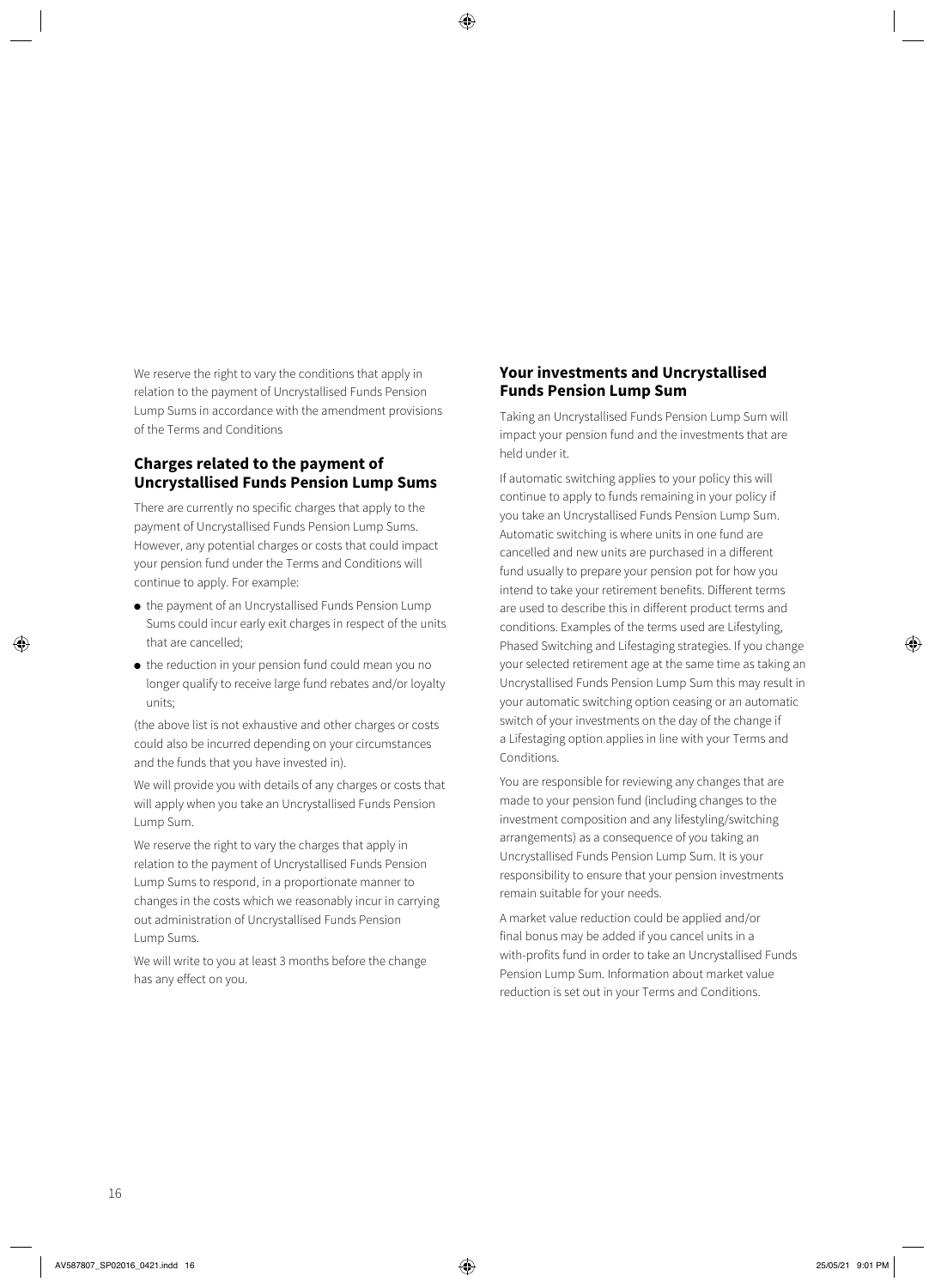We reserve the right to vary the conditions that apply in relation to the payment of Uncrystallised Funds Pension Lump Sums in accordance with the amendment provisions of the Terms and Conditions

## Charges related to the payment of Uncrystallised Funds Pension Lump Sums

There are currently no specific charges that apply to the payment of Uncrystallised Funds Pension Lump Sums. However, any potential charges or costs that could impact your pension fund under the Terms and Conditions will continue to apply. For example:

- the payment of an Uncrystallised Funds Pension Lump Sums could incur early exit charges in respect of the units that are cancelled;
- the reduction in your pension fund could mean you no longer qualify to receive large fund rebates and/or loyalty units;

(the above list is not exhaustive and other charges or costs could also be incurred depending on your circumstances and the funds that you have invested in).

We will provide you with details of any charges or costs that will apply when you take an Uncrystallised Funds Pension Lump Sum.

We reserve the right to vary the charges that apply in relation to the payment of Uncrystallised Funds Pension Lump Sums to respond, in a proportionate manner to changes in the costs which we reasonably incur in carrying out administration of Uncrystallised Funds Pension Lump Sums.

We will write to you at least 3 months before the change has any effect on you.

## Your investments and Uncrystallised Funds Pension Lump Sum

Taking an Uncrystallised Funds Pension Lump Sum will impact your pension fund and the investments that are held under it.

If automatic switching applies to your policy this will continue to apply to funds remaining in your policy if you take an Uncrystallised Funds Pension Lump Sum. Automatic switching is where units in one fund are cancelled and new units are purchased in a different fund usually to prepare your pension pot for how you intend to take your retirement benefits. Different terms are used to describe this in different product terms and conditions. Examples of the terms used are Lifestyling, Phased Switching and Lifestaging strategies. If you change your selected retirement age at the same time as taking an Uncrystallised Funds Pension Lump Sum this may result in your automatic switching option ceasing or an automatic switch of your investments on the day of the change if a Lifestaging option applies in line with your Terms and Conditions.

You are responsible for reviewing any changes that are made to your pension fund (including changes to the investment composition and any lifestyling/switching arrangements) as a consequence of you taking an Uncrystallised Funds Pension Lump Sum. It is your responsibility to ensure that your pension investments remain suitable for your needs.

A market value reduction could be applied and/or final bonus may be added if you cancel units in a with-profits fund in order to take an Uncrystallised Funds Pension Lump Sum. Information about market value reduction is set out in your Terms and Conditions.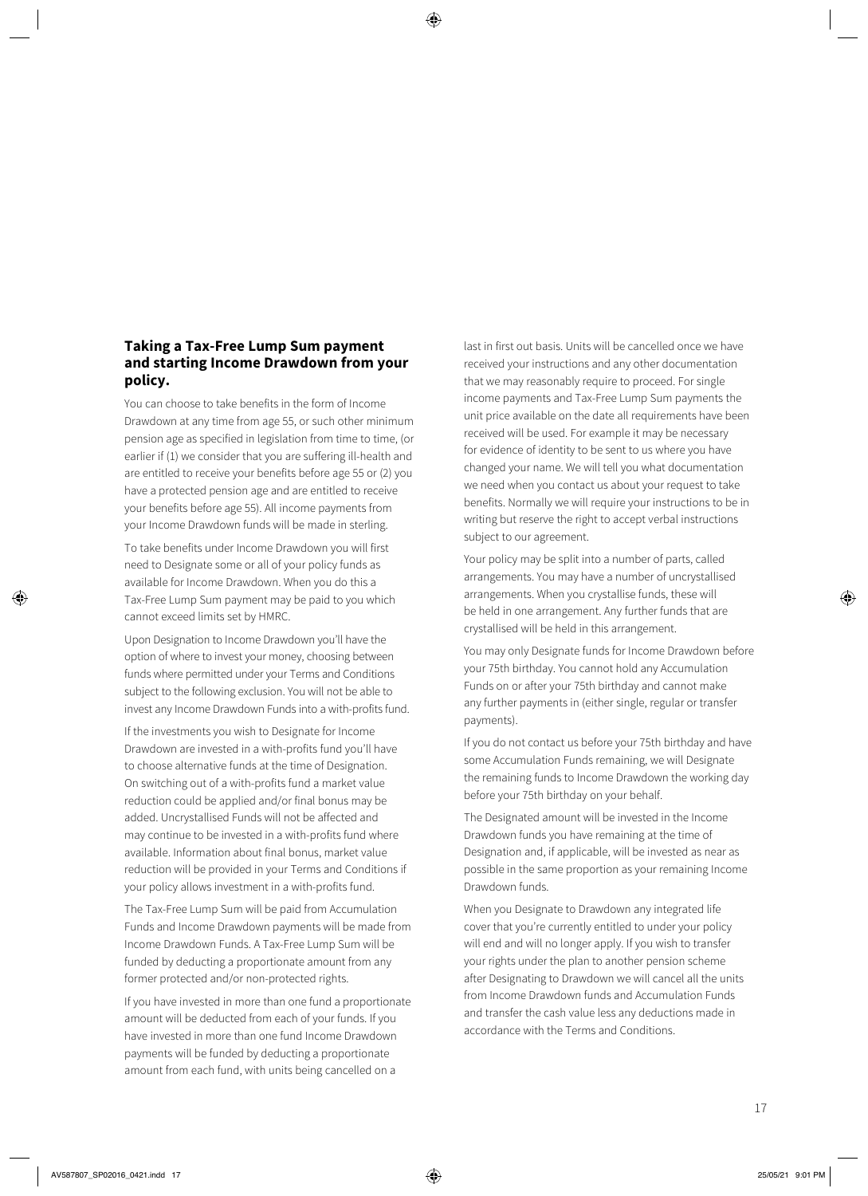## Taking a Tax-Free Lump Sum payment and starting Income Drawdown from your policy.

You can choose to take benefits in the form of Income Drawdown at any time from age 55, or such other minimum pension age as specified in legislation from time to time, (or earlier if (1) we consider that you are suffering ill-health and are entitled to receive your benefits before age 55 or (2) you have a protected pension age and are entitled to receive your benefits before age 55). All income payments from your Income Drawdown funds will be made in sterling.

To take benefits under Income Drawdown you will first need to Designate some or all of your policy funds as available for Income Drawdown. When you do this a Tax-Free Lump Sum payment may be paid to you which cannot exceed limits set by HMRC.

Upon Designation to Income Drawdown you'll have the option of where to invest your money, choosing between funds where permitted under your Terms and Conditions subject to the following exclusion. You will not be able to invest any Income Drawdown Funds into a with-profits fund.

If the investments you wish to Designate for Income Drawdown are invested in a with-profits fund you'll have to choose alternative funds at the time of Designation. On switching out of a with-profits fund a market value reduction could be applied and/or final bonus may be added. Uncrystallised Funds will not be affected and may continue to be invested in a with-profits fund where available. Information about final bonus, market value reduction will be provided in your Terms and Conditions if your policy allows investment in a with-profits fund.

The Tax-Free Lump Sum will be paid from Accumulation Funds and Income Drawdown payments will be made from Income Drawdown Funds. A Tax-Free Lump Sum will be funded by deducting a proportionate amount from any former protected and/or non-protected rights.

If you have invested in more than one fund a proportionate amount will be deducted from each of your funds. If you have invested in more than one fund Income Drawdown payments will be funded by deducting a proportionate amount from each fund, with units being cancelled on a last in first out basis. Units will be cancelled once we have received your instructions and any other documentation that we may reasonably require to proceed. For single income payments and Tax-Free Lump Sum payments the unit price available on the date all requirements have been received will be used. For example it may be necessary for evidence of identity to be sent to us where you have changed your name. We will tell you what documentation we need when you contact us about your request to take benefits. Normally we will require your instructions to be in writing but reserve the right to accept verbal instructions subject to our agreement.

Your policy may be split into a number of parts, called arrangements. You may have a number of uncrystallised arrangements. When you crystallise funds, these will be held in one arrangement. Any further funds that are crystallised will be held in this arrangement.

You may only Designate funds for Income Drawdown before your 75th birthday. You cannot hold any Accumulation Funds on or after your 75th birthday and cannot make any further payments in (either single, regular or transfer payments).

If you do not contact us before your 75th birthday and have some Accumulation Funds remaining, we will Designate the remaining funds to Income Drawdown the working day before your 75th birthday on your behalf.

The Designated amount will be invested in the Income Drawdown funds you have remaining at the time of Designation and, if applicable, will be invested as near as possible in the same proportion as your remaining Income Drawdown funds.

When you Designate to Drawdown any integrated life cover that you're currently entitled to under your policy will end and will no longer apply. If you wish to transfer your rights under the plan to another pension scheme after Designating to Drawdown we will cancel all the units from Income Drawdown funds and Accumulation Funds and transfer the cash value less any deductions made in accordance with the Terms and Conditions.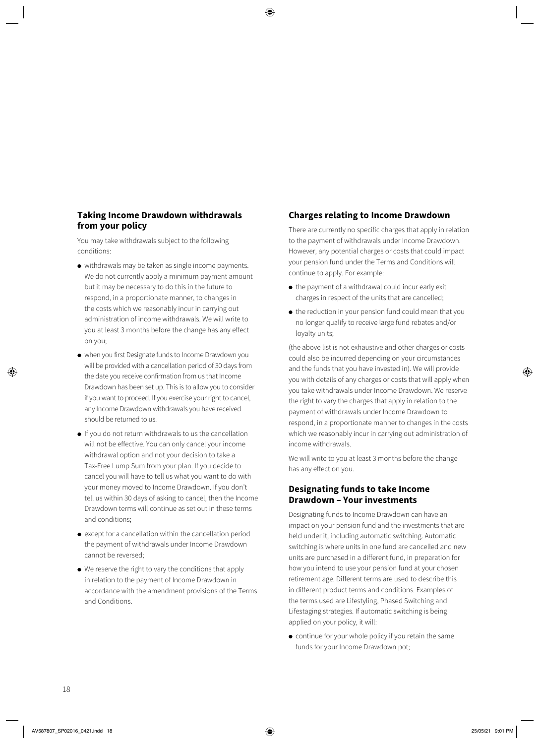## Taking Income Drawdown withdrawals from your policy

You may take withdrawals subject to the following conditions:

- withdrawals may be taken as single income payments. We do not currently apply a minimum payment amount but it may be necessary to do this in the future to respond, in a proportionate manner, to changes in the costs which we reasonably incur in carrying out administration of income withdrawals. We will write to you at least 3 months before the change has any effect on you;
- when you first Designate funds to Income Drawdown you will be provided with a cancellation period of 30 days from the date you receive confirmation from us that Income Drawdown has been set up. This is to allow you to consider if you want to proceed. If you exercise your right to cancel, any Income Drawdown withdrawals you have received should be returned to us.
- If you do not return withdrawals to us the cancellation will not be effective. You can only cancel your income withdrawal option and not your decision to take a Tax-Free Lump Sum from your plan. If you decide to cancel you will have to tell us what you want to do with your money moved to Income Drawdown. If you don't tell us within 30 days of asking to cancel, then the Income Drawdown terms will continue as set out in these terms and conditions;
- except for a cancellation within the cancellation period the payment of withdrawals under Income Drawdown cannot be reversed;
- We reserve the right to vary the conditions that apply in relation to the payment of Income Drawdown in accordance with the amendment provisions of the Terms and Conditions.

## Charges relating to Income Drawdown

There are currently no specific charges that apply in relation to the payment of withdrawals under Income Drawdown. However, any potential charges or costs that could impact your pension fund under the Terms and Conditions will continue to apply. For example:

- the payment of a withdrawal could incur early exit charges in respect of the units that are cancelled;
- the reduction in your pension fund could mean that you no longer qualify to receive large fund rebates and/or loyalty units;

(the above list is not exhaustive and other charges or costs could also be incurred depending on your circumstances and the funds that you have invested in). We will provide you with details of any charges or costs that will apply when you take withdrawals under Income Drawdown. We reserve the right to vary the charges that apply in relation to the payment of withdrawals under Income Drawdown to respond, in a proportionate manner to changes in the costs which we reasonably incur in carrying out administration of income withdrawals.

We will write to you at least 3 months before the change has any effect on you.

## Designating funds to take Income Drawdown – Your investments

Designating funds to Income Drawdown can have an impact on your pension fund and the investments that are held under it, including automatic switching. Automatic switching is where units in one fund are cancelled and new units are purchased in a different fund, in preparation for how you intend to use your pension fund at your chosen retirement age. Different terms are used to describe this in different product terms and conditions. Examples of the terms used are Lifestyling, Phased Switching and Lifestaging strategies. If automatic switching is being applied on your policy, it will:

- continue for your whole policy if you retain the same funds for your Income Drawdown pot;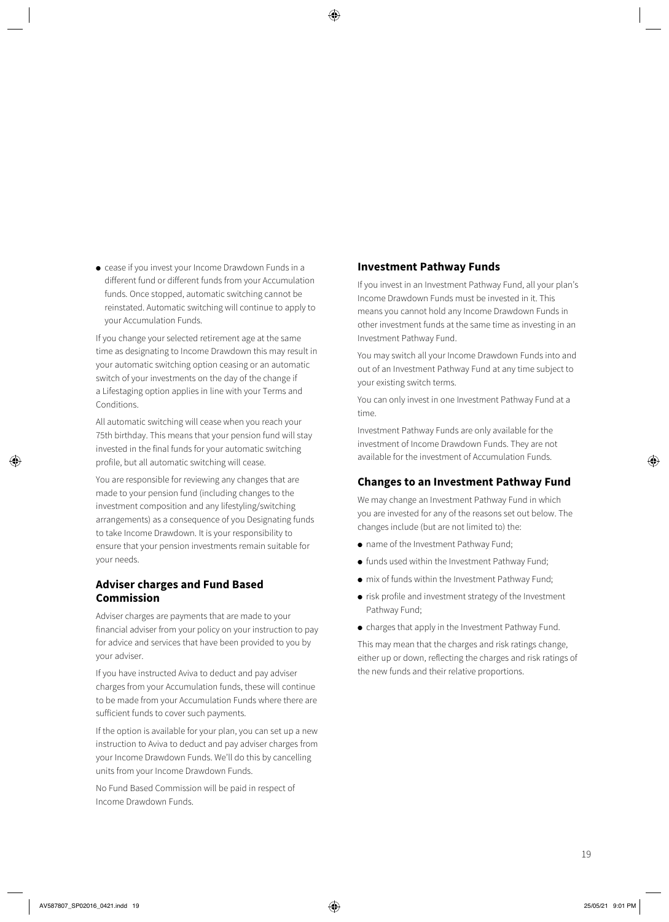- cease if you invest your Income Drawdown Funds in a different fund or different funds from your Accumulation funds. Once stopped, automatic switching cannot be reinstated. Automatic switching will continue to apply to your Accumulation Funds.

If you change your selected retirement age at the same time as designating to Income Drawdown this may result in your automatic switching option ceasing or an automatic switch of your investments on the day of the change if a Lifestaging option applies in line with your Terms and Conditions.

All automatic switching will cease when you reach your 75th birthday. This means that your pension fund will stay invested in the final funds for your automatic switching profile, but all automatic switching will cease.

You are responsible for reviewing any changes that are made to your pension fund (including changes to the investment composition and any lifestyling/switching arrangements) as a consequence of you Designating funds to take Income Drawdown. It is your responsibility to ensure that your pension investments remain suitable for your needs.

### Adviser charges and Fund Based Commission

Adviser charges are payments that are made to your financial adviser from your policy on your instruction to pay for advice and services that have been provided to you by your adviser.

If you have instructed Aviva to deduct and pay adviser charges from your Accumulation funds, these will continue to be made from your Accumulation Funds where there are sufficient funds to cover such payments.

If the option is available for your plan, you can set up a new instruction to Aviva to deduct and pay adviser charges from your Income Drawdown Funds. We'll do this by cancelling units from your Income Drawdown Funds.

No Fund Based Commission will be paid in respect of Income Drawdown Funds.

### Investment Pathway Funds

If you invest in an Investment Pathway Fund, all your plan's Income Drawdown Funds must be invested in it. This means you cannot hold any Income Drawdown Funds in other investment funds at the same time as investing in an Investment Pathway Fund.

You may switch all your Income Drawdown Funds into and out of an Investment Pathway Fund at any time subject to your existing switch terms.

You can only invest in one Investment Pathway Fund at a time.

Investment Pathway Funds are only available for the investment of Income Drawdown Funds. They are not available for the investment of Accumulation Funds.

### Changes to an Investment Pathway Fund

We may change an Investment Pathway Fund in which you are invested for any of the reasons set out below. The changes include (but are not limited to) the:

- name of the Investment Pathway Fund;
- funds used within the Investment Pathway Fund;
- mix of funds within the Investment Pathway Fund;
- risk profile and investment strategy of the Investment Pathway Fund;
- charges that apply in the Investment Pathway Fund.

This may mean that the charges and risk ratings change, either up or down, reflecting the charges and risk ratings of the new funds and their relative proportions.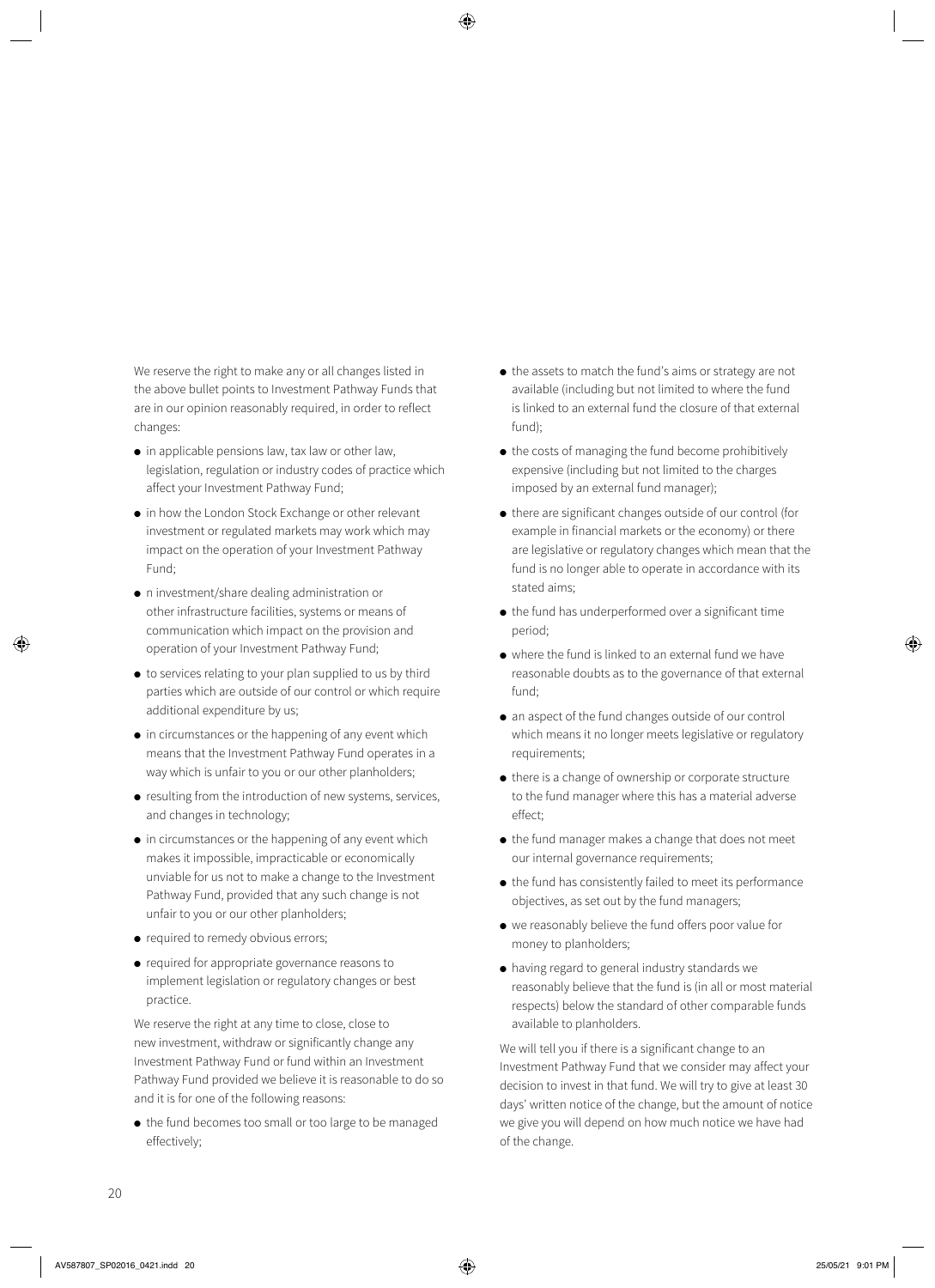We reserve the right to make any or all changes listed in the above bullet points to Investment Pathway Funds that are in our opinion reasonably required, in order to reflect changes:

- in applicable pensions law, tax law or other law, legislation, regulation or industry codes of practice which affect your Investment Pathway Fund;
- in how the London Stock Exchange or other relevant investment or regulated markets may work which may impact on the operation of your Investment Pathway Fund;
- n investment/share dealing administration or other infrastructure facilities, systems or means of communication which impact on the provision and operation of your Investment Pathway Fund;
- to services relating to your plan supplied to us by third parties which are outside of our control or which require additional expenditure by us;
- in circumstances or the happening of any event which means that the Investment Pathway Fund operates in a way which is unfair to you or our other planholders;
- resulting from the introduction of new systems, services, and changes in technology;
- in circumstances or the happening of any event which makes it impossible, impracticable or economically unviable for us not to make a change to the Investment Pathway Fund, provided that any such change is not unfair to you or our other planholders;
- required to remedy obvious errors;
- required for appropriate governance reasons to implement legislation or regulatory changes or best practice.

We reserve the right at any time to close, close to new investment, withdraw or significantly change any Investment Pathway Fund or fund within an Investment Pathway Fund provided we believe it is reasonable to do so and it is for one of the following reasons:

- the fund becomes too small or too large to be managed effectively;
- the assets to match the fund's aims or strategy are not available (including but not limited to where the fund is linked to an external fund the closure of that external fund);
- the costs of managing the fund become prohibitively expensive (including but not limited to the charges imposed by an external fund manager);
- there are significant changes outside of our control (for example in financial markets or the economy) or there are legislative or regulatory changes which mean that the fund is no longer able to operate in accordance with its stated aims;
- the fund has underperformed over a significant time period;
- where the fund is linked to an external fund we have reasonable doubts as to the governance of that external fund;
- an aspect of the fund changes outside of our control which means it no longer meets legislative or regulatory requirements;
- there is a change of ownership or corporate structure to the fund manager where this has a material adverse effect;
- the fund manager makes a change that does not meet our internal governance requirements;
- the fund has consistently failed to meet its performance objectives, as set out by the fund managers;
- we reasonably believe the fund offers poor value for money to planholders;
- having regard to general industry standards we reasonably believe that the fund is (in all or most material respects) below the standard of other comparable funds available to planholders.

We will tell you if there is a significant change to an Investment Pathway Fund that we consider may affect your decision to invest in that fund. We will try to give at least 30 days' written notice of the change, but the amount of notice we give you will depend on how much notice we have had of the change.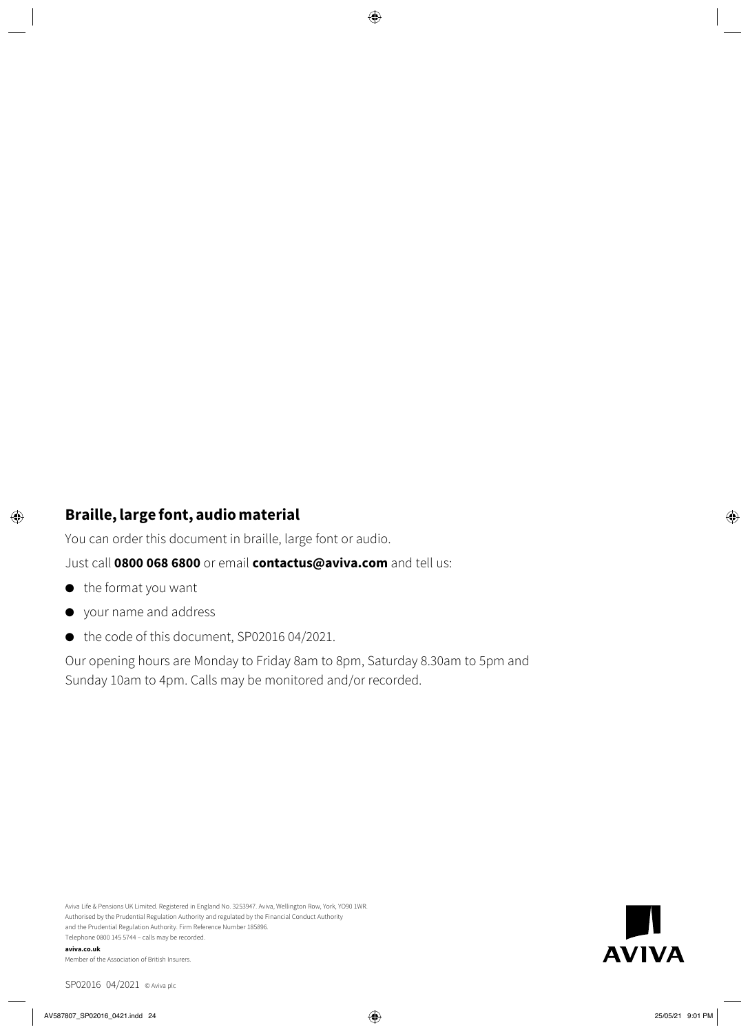## Braille, large font, audio material

You can order this document in braille, large font or audio.

Just call **0800 068 6800** or email **contactus@aviva.com** and tell us:

- the format you want
- your name and address
- the code of this document, SP02016 04/2021.

Our opening hours are Monday to Friday 8am to 8pm, Saturday 8.30am to 5pm and Sunday 10am to 4pm. Calls may be monitored and/or recorded.

Aviva Life & Pensions UK Limited. Registered in England No. 3253947. Aviva, Wellington Row, York, YO90 1WR. Authorised by the Prudential Regulation Authority and regulated by the Financial Conduct Authority and the Prudential Regulation Authority. Firm Reference Number 185896.
Telephone 0800 145 5744 – calls may be recorded.

**aviva.co.uk**

Member of the Association of British Insurers.

AVIVA

SP02016 04/2021 © Aviva plc